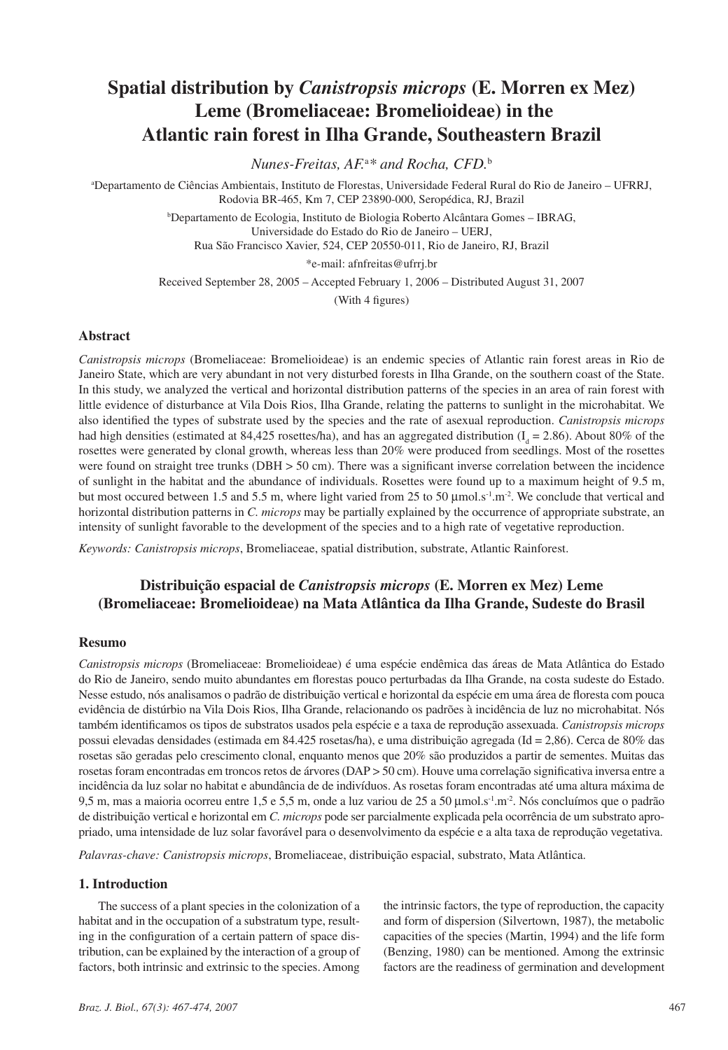# Spatial distribution by *Canistropsis microps* (E. Morren ex Mez) Leme (Bromeliaceae: Bromelioideae) in the Atlantic rain forest in Ilha Grande, Southeastern Brazil

*Nunes-Freitas, AF.*[a]* *and Rocha, CFD.*[b]

[a]Departamento de Ciências Ambientais, Instituto de Florestas, Universidade Federal Rural do Rio de Janeiro – UFRRJ, Rodovia BR-465, Km 7, CEP 23890-000, Seropédica, RJ, Brazil

[b]Departamento de Ecologia, Instituto de Biologia Roberto Alcântara Gomes – IBRAG, Universidade do Estado do Rio de Janeiro – UERJ, Rua São Francisco Xavier, 524, CEP 20550-011, Rio de Janeiro, RJ, Brazil

*e-mail: afnfreitas@ufrrj.br

Received September 28, 2005 – Accepted February 1, 2006 – Distributed August 31, 2007

(With 4 figures)

## Abstract

*Canistropsis microps* (Bromeliaceae: Bromelioideae) is an endemic species of Atlantic rain forest areas in Rio de Janeiro State, which are very abundant in not very disturbed forests in Ilha Grande, on the southern coast of the State. In this study, we analyzed the vertical and horizontal distribution patterns of the species in an area of rain forest with little evidence of disturbance at Vila Dois Rios, Ilha Grande, relating the patterns to sunlight in the microhabitat. We also identified the types of substrate used by the species and the rate of asexual reproduction. *Canistropsis microps* had high densities (estimated at 84,425 rosettes/ha), and has an aggregated distribution ($I_d$ = 2.86). About 80% of the rosettes were generated by clonal growth, whereas less than 20% were produced from seedlings. Most of the rosettes were found on straight tree trunks (DBH > 50 cm). There was a significant inverse correlation between the incidence of sunlight in the habitat and the abundance of individuals. Rosettes were found up to a maximum height of 9.5 m, but most occured between 1.5 and 5.5 m, where light varied from 25 to 50 $\mu$mol.s$^{-1}$.m$^{-2}$. We conclude that vertical and horizontal distribution patterns in *C. microps* may be partially explained by the occurrence of appropriate substrate, an intensity of sunlight favorable to the development of the species and to a high rate of vegetative reproduction.

*Keywords: Canistropsis microps*, Bromeliaceae, spatial distribution, substrate, Atlantic Rainforest.

## Distribuição espacial de *Canistropsis microps* (E. Morren ex Mez) Leme (Bromeliaceae: Bromelioideae) na Mata Atlântica da Ilha Grande, Sudeste do Brasil

## Resumo

*Canistropsis microps* (Bromeliaceae: Bromelioideae) é uma espécie endêmica das áreas de Mata Atlântica do Estado do Rio de Janeiro, sendo muito abundantes em florestas pouco perturbadas da Ilha Grande, na costa sudeste do Estado. Nesse estudo, nós analisamos o padrão de distribuição vertical e horizontal da espécie em uma área de floresta com pouca evidência de distúrbio na Vila Dois Rios, Ilha Grande, relacionando os padrões à incidência de luz no microhabitat. Nós também identificamos os tipos de substratos usados pela espécie e a taxa de reprodução assexuada. *Canistropsis microps* possui elevadas densidades (estimada em 84.425 rosetas/ha), e uma distribuição agregada (Id = 2,86). Cerca de 80% das rosetas são geradas pelo crescimento clonal, enquanto menos que 20% são produzidos a partir de sementes. Muitas das rosetas foram encontradas em troncos retos de árvores (DAP > 50 cm). Houve uma correlação significativa inversa entre a incidência da luz solar no habitat e abundância de de indivíduos. As rosetas foram encontradas até uma altura máxima de 9,5 m, mas a maioria ocorreu entre 1,5 e 5,5 m, onde a luz variou de 25 a 50 $\mu$mol.s$^{-1}$.m$^{-2}$. Nós concluímos que o padrão de distribuição vertical e horizontal em *C. microps* pode ser parcialmente explicada pela ocorrência de um substrato apropriado, uma intensidade de luz solar favorável para o desenvolvimento da espécie e a alta taxa de reprodução vegetativa.

*Palavras-chave: Canistropsis microps*, Bromeliaceae, distribuição espacial, substrato, Mata Atlântica.

## 1. Introduction

The success of a plant species in the colonization of a habitat and in the occupation of a substratum type, resulting in the configuration of a certain pattern of space distribution, can be explained by the interaction of a group of factors, both intrinsic and extrinsic to the species. Among the intrinsic factors, the type of reproduction, the capacity and form of dispersion (Silvertown, 1987), the metabolic capacities of the species (Martin, 1994) and the life form (Benzing, 1980) can be mentioned. Among the extrinsic factors are the readiness of germination and development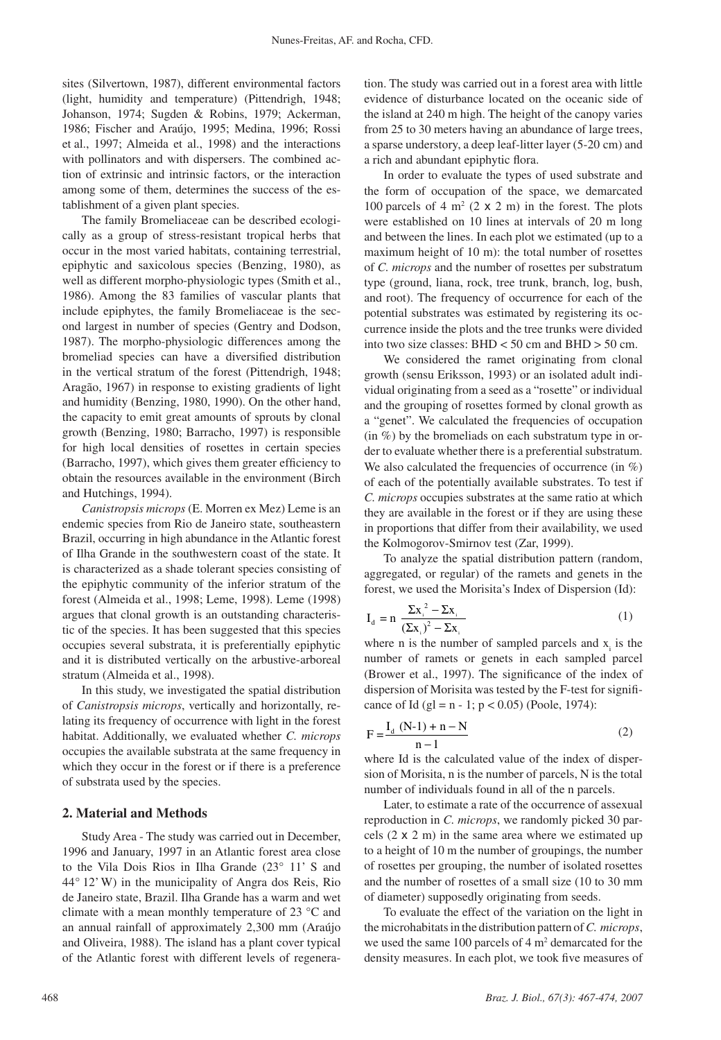sites (Silvertown, 1987), different environmental factors (light, humidity and temperature) (Pittendrigh, 1948; Johanson, 1974; Sugden & Robins, 1979; Ackerman, 1986; Fischer and Araújo, 1995; Medina, 1996; Rossi et al., 1997; Almeida et al., 1998) and the interactions with pollinators and with dispersers. The combined action of extrinsic and intrinsic factors, or the interaction among some of them, determines the success of the establishment of a given plant species.

The family Bromeliaceae can be described ecologically as a group of stress-resistant tropical herbs that occur in the most varied habitats, containing terrestrial, epiphytic and saxicolous species (Benzing, 1980), as well as different morpho-physiologic types (Smith et al., 1986). Among the 83 families of vascular plants that include epiphytes, the family Bromeliaceae is the second largest in number of species (Gentry and Dodson, 1987). The morpho-physiologic differences among the bromeliad species can have a diversified distribution in the vertical stratum of the forest (Pittendrigh, 1948; Aragão, 1967) in response to existing gradients of light and humidity (Benzing, 1980, 1990). On the other hand, the capacity to emit great amounts of sprouts by clonal growth (Benzing, 1980; Barracho, 1997) is responsible for high local densities of rosettes in certain species (Barracho, 1997), which gives them greater efficiency to obtain the resources available in the environment (Birch and Hutchings, 1994).

*Canistropsis microps* (E. Morren ex Mez) Leme is an endemic species from Rio de Janeiro state, southeastern Brazil, occurring in high abundance in the Atlantic forest of Ilha Grande in the southwestern coast of the state. It is characterized as a shade tolerant species consisting of the epiphytic community of the inferior stratum of the forest (Almeida et al., 1998; Leme, 1998). Leme (1998) argues that clonal growth is an outstanding characteristic of the species. It has been suggested that this species occupies several substrata, it is preferentially epiphytic and it is distributed vertically on the arbustive-arboreal stratum (Almeida et al., 1998).

In this study, we investigated the spatial distribution of *Canistropsis microps*, vertically and horizontally, relating its frequency of occurrence with light in the forest habitat. Additionally, we evaluated whether *C. microps* occupies the available substrata at the same frequency in which they occur in the forest or if there is a preference of substrata used by the species.

## 2. Material and Methods

Study Area - The study was carried out in December, 1996 and January, 1997 in an Atlantic forest area close to the Vila Dois Rios in Ilha Grande (23° 11' S and 44° 12' W) in the municipality of Angra dos Reis, Rio de Janeiro state, Brazil. Ilha Grande has a warm and wet climate with a mean monthly temperature of 23 °C and an annual rainfall of approximately 2,300 mm (Araújo and Oliveira, 1988). The island has a plant cover typical of the Atlantic forest with different levels of regeneration. The study was carried out in a forest area with little evidence of disturbance located on the oceanic side of the island at 240 m high. The height of the canopy varies from 25 to 30 meters having an abundance of large trees, a sparse understory, a deep leaf-litter layer (5-20 cm) and a rich and abundant epiphytic flora.

In order to evaluate the types of used substrate and the form of occupation of the space, we demarcated 100 parcels of 4 $m^2$ (2 x 2 m) in the forest. The plots were established on 10 lines at intervals of 20 m long and between the lines. In each plot we estimated (up to a maximum height of 10 m): the total number of rosettes of *C. microps* and the number of rosettes per substratum type (ground, liana, rock, tree trunk, branch, log, bush, and root). The frequency of occurrence for each of the potential substrates was estimated by registering its occurrence inside the plots and the tree trunks were divided into two size classes: BHD < 50 cm and BHD > 50 cm.

We considered the ramet originating from clonal growth (sensu Eriksson, 1993) or an isolated adult individual originating from a seed as a "rosette" or individual and the grouping of rosettes formed by clonal growth as a "genet". We calculated the frequencies of occupation (in %) by the bromeliads on each substratum type in order to evaluate whether there is a preferential substratum. We also calculated the frequencies of occurrence (in %) of each of the potentially available substrates. To test if *C. microps* occupies substrates at the same ratio at which they are available in the forest or if they are using these in proportions that differ from their availability, we used the Kolmogorov-Smirnov test (Zar, 1999).

To analyze the spatial distribution pattern (random, aggregated, or regular) of the ramets and genets in the forest, we used the Morisita's Index of Dispersion (Id):

$$I_d = n\ \frac{\Sigma x_i^2 - \Sigma x_i}{(\Sigma x_i)^2 - \Sigma x_i} \qquad (1)$$

where n is the number of sampled parcels and $x_i$ is the number of ramets or genets in each sampled parcel (Brower et al., 1997). The significance of the index of dispersion of Morisita was tested by the F-test for significance of Id (gl = n - 1; $p < 0.05$) (Poole, 1974):

$$F = \frac{I_d\ (N-1) + n - N}{n - 1} \qquad (2)$$

where Id is the calculated value of the index of dispersion of Morisita, n is the number of parcels, N is the total number of individuals found in all of the n parcels.

Later, to estimate a rate of the occurrence of assexual reproduction in *C. microps*, we randomly picked 30 parcels (2 x 2 m) in the same area where we estimated up to a height of 10 m the number of groupings, the number of rosettes per grouping, the number of isolated rosettes and the number of rosettes of a small size (10 to 30 mm of diameter) supposedly originating from seeds.

To evaluate the effect of the variation on the light in the microhabitats in the distribution pattern of *C. microps*, we used the same 100 parcels of 4 $m^2$ demarcated for the density measures. In each plot, we took five measures of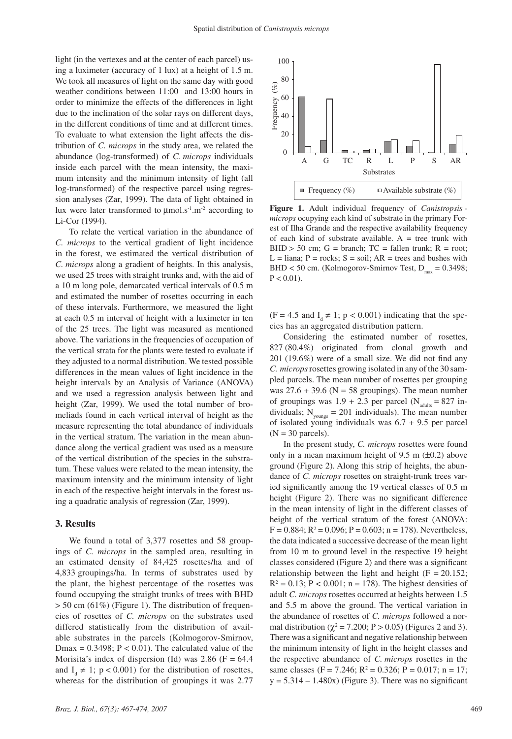light (in the vertexes and at the center of each parcel) using a luximeter (accuracy of 1 lux) at a height of 1.5 m. We took all measures of light on the same day with good weather conditions between 11:00 and 13:00 hours in order to minimize the effects of the differences in light due to the inclination of the solar rays on different days, in the different conditions of time and at different times. To evaluate to what extension the light affects the distribution of *C. microps* in the study area, we related the abundance (log-transformed) of *C. microps* individuals inside each parcel with the mean intensity, the maximum intensity and the minimum intensity of light (all log-transformed) of the respective parcel using regression analyses (Zar, 1999). The data of light obtained in lux were later transformed to $\mu mol.s^{-1}.m^{-2}$ according to Li-Cor (1994).

To relate the vertical variation in the abundance of *C. microps* to the vertical gradient of light incidence in the forest, we estimated the vertical distribution of *C. microps* along a gradient of heights. In this analysis, we used 25 trees with straight trunks and, with the aid of a 10 m long pole, demarcated vertical intervals of 0.5 m and estimated the number of rosettes occurring in each of these intervals. Furthermore, we measured the light at each 0.5 m interval of height with a luximeter in ten of the 25 trees. The light was measured as mentioned above. The variations in the frequencies of occupation of the vertical strata for the plants were tested to evaluate if they adjusted to a normal distribution. We tested possible differences in the mean values of light incidence in the height intervals by an Analysis of Variance (ANOVA) and we used a regression analysis between light and height (Zar, 1999). We used the total number of bromeliads found in each vertical interval of height as the measure representing the total abundance of individuals in the vertical stratum. The variation in the mean abundance along the vertical gradient was used as a measure of the vertical distribution of the species in the substratum. These values were related to the mean intensity, the maximum intensity and the minimum intensity of light in each of the respective height intervals in the forest using a quadratic analysis of regression (Zar, 1999).

## 3. Results

We found a total of 3,377 rosettes and 58 groupings of *C. microps* in the sampled area, resulting in an estimated density of 84,425 rosettes/ha and of 4,833 groupings/ha. In terms of substrates used by the plant, the highest percentage of the rosettes was found occupying the straight trunks of trees with BHD > 50 cm (61%) (Figure 1). The distribution of frequencies of rosettes of *C. microps* on the substrates used differed statistically from the distribution of available substrates in the parcels (Kolmogorov-Smirnov, Dmax = 0.3498; P < 0.01). The calculated value of the Morisita's index of dispersion (Id) was 2.86 (F = 64.4 and $I_d \neq 1$; p < 0.001) for the distribution of rosettes, whereas for the distribution of groupings it was 2.77

**Figure 1.** Adult individual frequency of *Canistropsis microps* ocupying each kind of substrate in the primary Forest of Ilha Grande and the respective availability frequency of each kind of substrate available. A = tree trunk with BHD > 50 cm; G = branch; TC = fallen trunk; R = root; L = liana; P = rocks; S = soil; AR = trees and bushes with BHD < 50 cm. (Kolmogorov-Smirnov Test, $D_{max}$ = 0.3498; P < 0.01).

(F = 4.5 and $I_d \neq 1$; p < 0.001) indicating that the species has an aggregated distribution pattern.

Considering the estimated number of rosettes, 827 (80.4%) originated from clonal growth and 201 (19.6%) were of a small size. We did not find any *C. microps* rosettes growing isolated in any of the 30 sampled parcels. The mean number of rosettes per grouping was 27.6 + 39.6 (N = 58 groupings). The mean number of groupings was 1.9 + 2.3 per parcel ($N_{adults}$ = 827 individuals; $N_{youngs}$ = 201 individuals). The mean number of isolated young individuals was 6.7 + 9.5 per parcel (N = 30 parcels).

In the present study, *C. microps* rosettes were found only in a mean maximum height of 9.5 m (±0.2) above ground (Figure 2). Along this strip of heights, the abundance of *C. microps* rosettes on straight-trunk trees varied significantly among the 19 vertical classes of 0.5 m height (Figure 2). There was no significant difference in the mean intensity of light in the different classes of height of the vertical stratum of the forest (ANOVA: F = 0.884; $R^2$ = 0.096; P = 0.603; n = 178). Nevertheless, the data indicated a successive decrease of the mean light from 10 m to ground level in the respective 19 height classes considered (Figure 2) and there was a significant relationship between the light and height (F = 20.152; $R^2$ = 0.13; P < 0.001; n = 178). The highest densities of adult *C. microps* rosettes occurred at heights between 1.5 and 5.5 m above the ground. The vertical variation in the abundance of rosettes of *C. microps* followed a normal distribution ($\chi^2$ = 7.200; P > 0.05) (Figures 2 and 3). There was a significant and negative relationship between the minimum intensity of light in the height classes and the respective abundance of *C. microps* rosettes in the same classes (F = 7.246; $R^2$ = 0.326; P = 0.017; n = 17; y = 5.314 – 1.480x) (Figure 3). There was no significant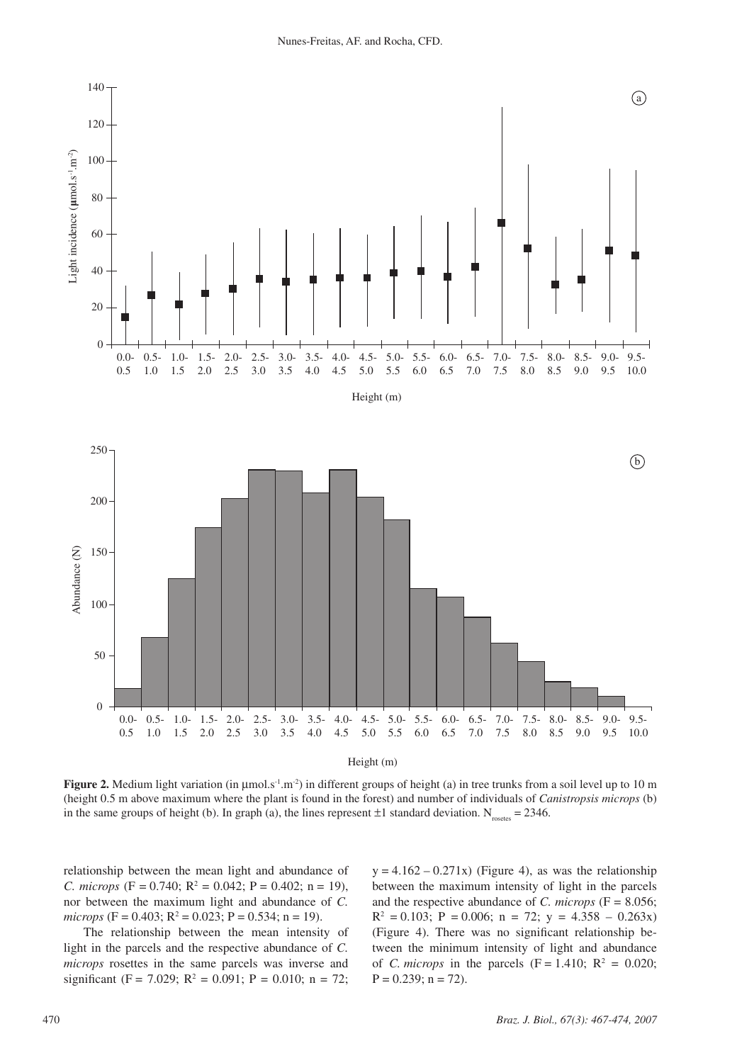**Figure 2.** Medium light variation (in $\mu mol.s^{-1}.m^{-2}$) in different groups of height (a) in tree trunks from a soil level up to 10 m (height 0.5 m above maximum where the plant is found in the forest) and number of individuals of *Canistropsis microps* (b) in the same groups of height (b). In graph (a), the lines represent ±1 standard deviation. $N_{rosetes} = 2346$.

relationship between the mean light and abundance of *C. microps* ($F = 0.740$; $R^2 = 0.042$; $P = 0.402$; $n = 19$), nor between the maximum light and abundance of *C. microps* ($F = 0.403$; $R^2 = 0.023$; $P = 0.534$; $n = 19$).

The relationship between the mean intensity of light in the parcels and the respective abundance of *C. microps* rosettes in the same parcels was inverse and significant ($F = 7.029$; $R^2 = 0.091$; $P = 0.010$; $n = 72$; $y = 4.162 - 0.271x$) (Figure 4), as was the relationship between the maximum intensity of light in the parcels and the respective abundance of *C. microps* ($F = 8.056$; $R^2 = 0.103$; $P = 0.006$; $n = 72$; $y = 4.358 - 0.263x$) (Figure 4). There was no significant relationship between the minimum intensity of light and abundance of *C. microps* in the parcels ($F = 1.410$; $R^2 = 0.020$; $P = 0.239$; $n = 72$).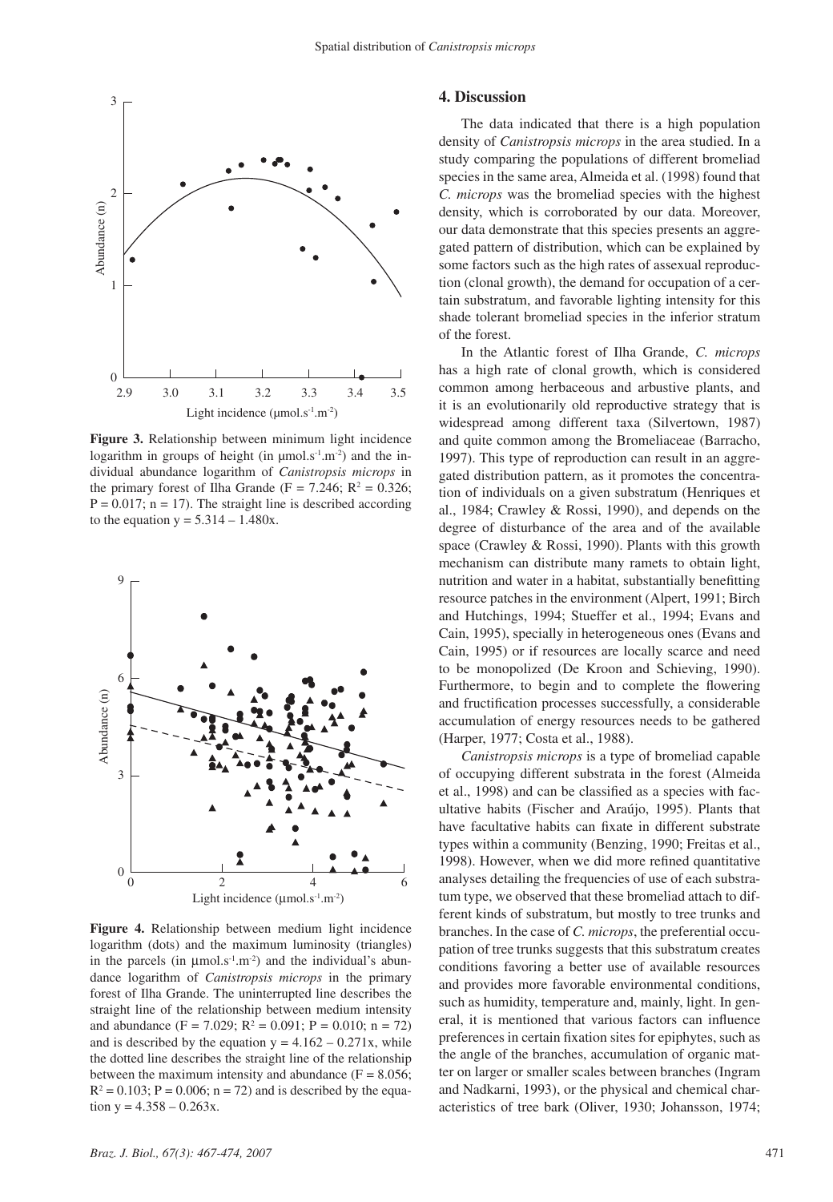**Figure 3.** Relationship between minimum light incidence logarithm in groups of height (in µmol.s$^{-1}$.m$^{-2}$) and the individual abundance logarithm of *Canistropsis microps* in the primary forest of Ilha Grande ($F = 7.246$; $R^2 = 0.326$; $P = 0.017$; $n = 17$). The straight line is described according to the equation $y = 5.314 – 1.480x$.

**Figure 4.** Relationship between medium light incidence logarithm (dots) and the maximum luminosity (triangles) in the parcels (in µmol.s$^{-1}$.m$^{-2}$) and the individual's abundance logarithm of *Canistropsis microps* in the primary forest of Ilha Grande. The uninterrupted line describes the straight line of the relationship between medium intensity and abundance ($F = 7.029$; $R^2 = 0.091$; $P = 0.010$; $n = 72$) and is described by the equation $y = 4.162 – 0.271x$, while the dotted line describes the straight line of the relationship between the maximum intensity and abundance ($F = 8.056$; $R^2 = 0.103$; $P = 0.006$; $n = 72$) and is described by the equation $y = 4.358 – 0.263x$.

## 4. Discussion

The data indicated that there is a high population density of *Canistropsis microps* in the area studied. In a study comparing the populations of different bromeliad species in the same area, Almeida et al. (1998) found that *C. microps* was the bromeliad species with the highest density, which is corroborated by our data. Moreover, our data demonstrate that this species presents an aggregated pattern of distribution, which can be explained by some factors such as the high rates of assexual reproduction (clonal growth), the demand for occupation of a certain substratum, and favorable lighting intensity for this shade tolerant bromeliad species in the inferior stratum of the forest.

In the Atlantic forest of Ilha Grande, *C. microps* has a high rate of clonal growth, which is considered common among herbaceous and arbustive plants, and it is an evolutionarily old reproductive strategy that is widespread among different taxa (Silvertown, 1987) and quite common among the Bromeliaceae (Barracho, 1997). This type of reproduction can result in an aggregated distribution pattern, as it promotes the concentration of individuals on a given substratum (Henriques et al., 1984; Crawley & Rossi, 1990), and depends on the degree of disturbance of the area and of the available space (Crawley & Rossi, 1990). Plants with this growth mechanism can distribute many ramets to obtain light, nutrition and water in a habitat, substantially benefitting resource patches in the environment (Alpert, 1991; Birch and Hutchings, 1994; Stueffer et al., 1994; Evans and Cain, 1995), specially in heterogeneous ones (Evans and Cain, 1995) or if resources are locally scarce and need to be monopolized (De Kroon and Schieving, 1990). Furthermore, to begin and to complete the flowering and fructification processes successfully, a considerable accumulation of energy resources needs to be gathered (Harper, 1977; Costa et al., 1988).

*Canistropsis microps* is a type of bromeliad capable of occupying different substrata in the forest (Almeida et al., 1998) and can be classified as a species with facultative habits (Fischer and Araújo, 1995). Plants that have facultative habits can fixate in different substrate types within a community (Benzing, 1990; Freitas et al., 1998). However, when we did more refined quantitative analyses detailing the frequencies of use of each substratum type, we observed that these bromeliad attach to different kinds of substratum, but mostly to tree trunks and branches. In the case of *C. microps*, the preferential occupation of tree trunks suggests that this substratum creates conditions favoring a better use of available resources and provides more favorable environmental conditions, such as humidity, temperature and, mainly, light. In general, it is mentioned that various factors can influence preferences in certain fixation sites for epiphytes, such as the angle of the branches, accumulation of organic matter on larger or smaller scales between branches (Ingram and Nadkarni, 1993), or the physical and chemical characteristics of tree bark (Oliver, 1930; Johansson, 1974;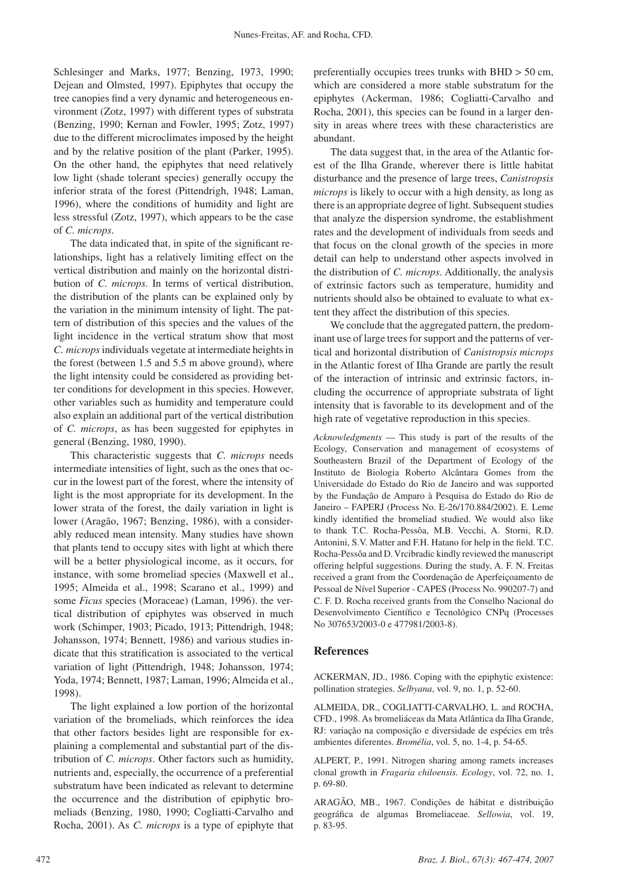Schlesinger and Marks, 1977; Benzing, 1973, 1990; Dejean and Olmsted, 1997). Epiphytes that occupy the tree canopies find a very dynamic and heterogeneous environment (Zotz, 1997) with different types of substrata (Benzing, 1990; Kernan and Fowler, 1995; Zotz, 1997) due to the different microclimates imposed by the height and by the relative position of the plant (Parker, 1995). On the other hand, the epiphytes that need relatively low light (shade tolerant species) generally occupy the inferior strata of the forest (Pittendrigh, 1948; Laman, 1996), where the conditions of humidity and light are less stressful (Zotz, 1997), which appears to be the case of *C. microps*.

The data indicated that, in spite of the significant relationships, light has a relatively limiting effect on the vertical distribution and mainly on the horizontal distribution of *C. microps*. In terms of vertical distribution, the distribution of the plants can be explained only by the variation in the minimum intensity of light. The pattern of distribution of this species and the values of the light incidence in the vertical stratum show that most *C. microps* individuals vegetate at intermediate heights in the forest (between 1.5 and 5.5 m above ground), where the light intensity could be considered as providing better conditions for development in this species. However, other variables such as humidity and temperature could also explain an additional part of the vertical distribution of *C. microps*, as has been suggested for epiphytes in general (Benzing, 1980, 1990).

This characteristic suggests that *C. microps* needs intermediate intensities of light, such as the ones that occur in the lowest part of the forest, where the intensity of light is the most appropriate for its development. In the lower strata of the forest, the daily variation in light is lower (Aragão, 1967; Benzing, 1986), with a considerably reduced mean intensity. Many studies have shown that plants tend to occupy sites with light at which there will be a better physiological income, as it occurs, for instance, with some bromeliad species (Maxwell et al., 1995; Almeida et al., 1998; Scarano et al., 1999) and some *Ficus* species (Moraceae) (Laman, 1996). the vertical distribution of epiphytes was observed in much work (Schimper, 1903; Picado, 1913; Pittendrigh, 1948; Johansson, 1974; Bennett, 1986) and various studies indicate that this stratification is associated to the vertical variation of light (Pittendrigh, 1948; Johansson, 1974; Yoda, 1974; Bennett, 1987; Laman, 1996; Almeida et al., 1998).

The light explained a low portion of the horizontal variation of the bromeliads, which reinforces the idea that other factors besides light are responsible for explaining a complemental and substantial part of the distribution of *C. microps*. Other factors such as humidity, nutrients and, especially, the occurrence of a preferential substratum have been indicated as relevant to determine the occurrence and the distribution of epiphytic bromeliads (Benzing, 1980, 1990; Cogliatti-Carvalho and Rocha, 2001). As *C. microps* is a type of epiphyte that preferentially occupies trees trunks with BHD > 50 cm, which are considered a more stable substratum for the epiphytes (Ackerman, 1986; Cogliatti-Carvalho and Rocha, 2001), this species can be found in a larger density in areas where trees with these characteristics are abundant.

The data suggest that, in the area of the Atlantic forest of the Ilha Grande, wherever there is little habitat disturbance and the presence of large trees, *Canistropsis microps* is likely to occur with a high density, as long as there is an appropriate degree of light. Subsequent studies that analyze the dispersion syndrome, the establishment rates and the development of individuals from seeds and that focus on the clonal growth of the species in more detail can help to understand other aspects involved in the distribution of *C. microps*. Additionally, the analysis of extrinsic factors such as temperature, humidity and nutrients should also be obtained to evaluate to what extent they affect the distribution of this species.

We conclude that the aggregated pattern, the predominant use of large trees for support and the patterns of vertical and horizontal distribution of *Canistropsis microps* in the Atlantic forest of Ilha Grande are partly the result of the interaction of intrinsic and extrinsic factors, including the occurrence of appropriate substrata of light intensity that is favorable to its development and of the high rate of vegetative reproduction in this species.

*Acknowledgments* — This study is part of the results of the Ecology, Conservation and management of ecosystems of Southeastern Brazil of the Department of Ecology of the Instituto de Biologia Roberto Alcântara Gomes from the Universidade do Estado do Rio de Janeiro and was supported by the Fundação de Amparo à Pesquisa do Estado do Rio de Janeiro – FAPERJ (Process No. E-26/170.884/2002). E. Leme kindly identified the bromeliad studied. We would also like to thank T.C. Rocha-Pessôa, M.B. Vecchi, A. Storni, R.D. Antonini, S.V. Matter and F.H. Hatano for help in the field. T.C. Rocha-Pessôa and D. Vrcibradic kindly reviewed the manuscript offering helpful suggestions. During the study, A. F. N. Freitas received a grant from the Coordenação de Aperfeiçoamento de Pessoal de Nível Superior - CAPES (Process No. 990207-7) and C. F. D. Rocha received grants from the Conselho Nacional do Desenvolvimento Científico e Tecnológico CNPq (Processes No 307653/2003-0 e 477981/2003-8).

## References

ACKERMAN, JD., 1986. Coping with the epiphytic existence: pollination strategies. *Selbyana*, vol. 9, no. 1, p. 52-60.

ALMEIDA, DR., COGLIATTI-CARVALHO, L. and ROCHA, CFD., 1998. As bromeliáceas da Mata Atlântica da Ilha Grande, RJ: variação na composição e diversidade de espécies em três ambientes diferentes. *Bromélia*, vol. 5, no. 1-4, p. 54-65.

ALPERT, P., 1991. Nitrogen sharing among ramets increases clonal growth in *Fragaria chiloensis*. *Ecology*, vol. 72, no. 1, p. 69-80.

ARAGÃO, MB., 1967. Condições de hábitat e distribuição geográfica de algumas Bromeliaceae. *Sellowia*, vol. 19, p. 83-95.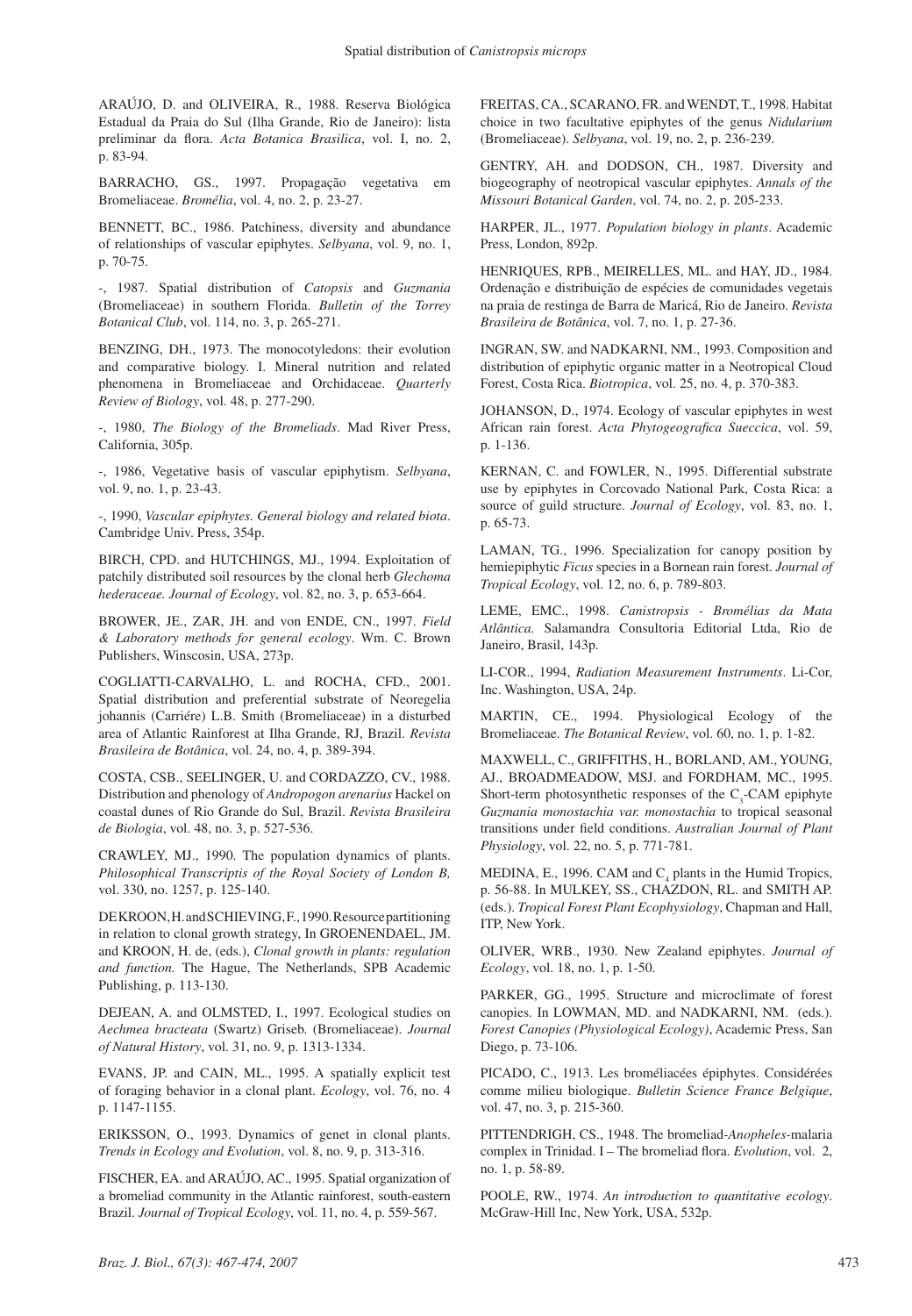ARAÚJO, D. and OLIVEIRA, R., 1988. Reserva Biológica Estadual da Praia do Sul (Ilha Grande, Rio de Janeiro): lista preliminar da flora. *Acta Botanica Brasilica*, vol. I, no. 2, p. 83-94.

BARRACHO, GS., 1997. Propagação vegetativa em Bromeliaceae. *Bromélia*, vol. 4, no. 2, p. 23-27.

BENNETT, BC., 1986. Patchiness, diversity and abundance of relationships of vascular epiphytes. *Selbyana*, vol. 9, no. 1, p. 70-75.

-, 1987. Spatial distribution of *Catopsis* and *Guzmania* (Bromeliaceae) in southern Florida. *Bulletin of the Torrey Botanical Club*, vol. 114, no. 3, p. 265-271.

BENZING, DH., 1973. The monocotyledons: their evolution and comparative biology. I. Mineral nutrition and related phenomena in Bromeliaceae and Orchidaceae. *Quarterly Review of Biology*, vol. 48, p. 277-290.

-, 1980, *The Biology of the Bromeliads*. Mad River Press, California, 305p.

-, 1986, Vegetative basis of vascular epiphytism. *Selbyana*, vol. 9, no. 1, p. 23-43.

-, 1990, *Vascular epiphytes. General biology and related biota*. Cambridge Univ. Press, 354p.

BIRCH, CPD. and HUTCHINGS, MJ., 1994. Exploitation of patchily distributed soil resources by the clonal herb *Glechoma hederaceae. Journal of Ecology*, vol. 82, no. 3, p. 653-664.

BROWER, JE., ZAR, JH. and von ENDE, CN., 1997. *Field & Laboratory methods for general ecology*. Wm. C. Brown Publishers, Winscosin, USA, 273p.

COGLIATTI-CARVALHO, L. and ROCHA, CFD., 2001. Spatial distribution and preferential substrate of Neoregelia johannis (Carriére) L.B. Smith (Bromeliaceae) in a disturbed area of Atlantic Rainforest at Ilha Grande, RJ, Brazil. *Revista Brasileira de Botânica*, vol. 24, no. 4, p. 389-394.

COSTA, CSB., SEELINGER, U. and CORDAZZO, CV., 1988. Distribution and phenology of *Andropogon arenarius* Hackel on coastal dunes of Rio Grande do Sul, Brazil. *Revista Brasileira de Biologia*, vol. 48, no. 3, p. 527-536.

CRAWLEY, MJ., 1990. The population dynamics of plants. *Philosophical Transcriptis of the Royal Society of London B,* vol. 330, no. 1257, p. 125-140.

DEKROON, H. and SCHIEVING, F., 1990. Resource partitioning in relation to clonal growth strategy, In GROENENDAEL, JM. and KROON, H. de, (eds.), *Clonal growth in plants: regulation and function.* The Hague, The Netherlands, SPB Academic Publishing, p. 113-130.

DEJEAN, A. and OLMSTED, I., 1997. Ecological studies on *Aechmea bracteata* (Swartz) Griseb. (Bromeliaceae). *Journal of Natural History*, vol. 31, no. 9, p. 1313-1334.

EVANS, JP. and CAIN, ML., 1995. A spatially explicit test of foraging behavior in a clonal plant. *Ecology*, vol. 76, no. 4 p. 1147-1155.

ERIKSSON, O., 1993. Dynamics of genet in clonal plants. *Trends in Ecology and Evolution*, vol. 8, no. 9, p. 313-316.

FISCHER, EA. and ARAÚJO, AC., 1995. Spatial organization of a bromeliad community in the Atlantic rainforest, south-eastern Brazil. *Journal of Tropical Ecology*, vol. 11, no. 4, p. 559-567.

FREITAS, CA., SCARANO, FR. and WENDT, T., 1998. Habitat choice in two facultative epiphytes of the genus *Nidularium* (Bromeliaceae). *Selbyana*, vol. 19, no. 2, p. 236-239.

GENTRY, AH. and DODSON, CH., 1987. Diversity and biogeography of neotropical vascular epiphytes. *Annals of the Missouri Botanical Garden*, vol. 74, no. 2, p. 205-233.

HARPER, JL., 1977. *Population biology in plants*. Academic Press, London, 892p.

HENRIQUES, RPB., MEIRELLES, ML. and HAY, JD., 1984. Ordenação e distribuição de espécies de comunidades vegetais na praia de restinga de Barra de Maricá, Rio de Janeiro. *Revista Brasileira de Botânica*, vol. 7, no. 1, p. 27-36.

INGRAN, SW. and NADKARNI, NM., 1993. Composition and distribution of epiphytic organic matter in a Neotropical Cloud Forest, Costa Rica. *Biotropica*, vol. 25, no. 4, p. 370-383.

JOHANSON, D., 1974. Ecology of vascular epiphytes in west African rain forest. *Acta Phytogeografica Sueccica*, vol. 59, p. 1-136.

KERNAN, C. and FOWLER, N., 1995. Differential substrate use by epiphytes in Corcovado National Park, Costa Rica: a source of guild structure. *Journal of Ecology*, vol. 83, no. 1, p. 65-73.

LAMAN, TG., 1996. Specialization for canopy position by hemiepiphytic *Ficus* species in a Bornean rain forest. *Journal of Tropical Ecology*, vol. 12, no. 6, p. 789-803.

LEME, EMC., 1998. *Canistropsis - Bromélias da Mata Atlântica.* Salamandra Consultoria Editorial Ltda, Rio de Janeiro, Brasil, 143p.

LI-COR., 1994, *Radiation Measurement Instruments*. Li-Cor, Inc. Washington, USA, 24p.

MARTIN, CE., 1994. Physiological Ecology of the Bromeliaceae. *The Botanical Review*, vol. 60, no. 1, p. 1-82.

MAXWELL, C., GRIFFITHS, H., BORLAND, AM., YOUNG, AJ., BROADMEADOW, MSJ. and FORDHAM, MC., 1995. Short-term photosynthetic responses of the $C_3$-CAM epiphyte *Guzmania monostachia var. monostachia* to tropical seasonal transitions under field conditions. *Australian Journal of Plant Physiology*, vol. 22, no. 5, p. 771-781.

MEDINA, E., 1996. CAM and $C_4$ plants in the Humid Tropics, p. 56-88. In MULKEY, SS., CHAZDON, RL. and SMITH AP. (eds.). *Tropical Forest Plant Ecophysiology*, Chapman and Hall, ITP, New York.

OLIVER, WRB., 1930. New Zealand epiphytes. *Journal of Ecology*, vol. 18, no. 1, p. 1-50.

PARKER, GG., 1995. Structure and microclimate of forest canopies. In LOWMAN, MD. and NADKARNI, NM. (eds.). *Forest Canopies (Physiological Ecology)*, Academic Press, San Diego, p. 73-106.

PICADO, C., 1913. Les broméliacées épiphytes. Considérées comme milieu biologique. *Bulletin Science France Belgique*, vol. 47, no. 3, p. 215-360.

PITTENDRIGH, CS., 1948. The bromeliad-*Anopheles*-malaria complex in Trinidad. I – The bromeliad flora. *Evolution*, vol. 2, no. 1, p. 58-89.

POOLE, RW., 1974. *An introduction to quantitative ecology*. McGraw-Hill Inc, New York, USA, 532p.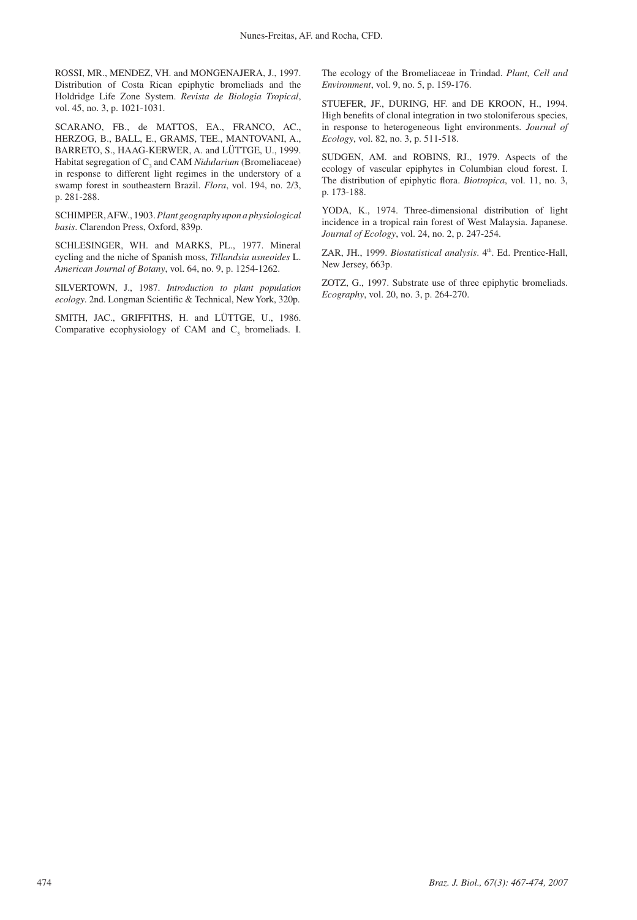ROSSI, MR., MENDEZ, VH. and MONGENAJERA, J., 1997. Distribution of Costa Rican epiphytic bromeliads and the Holdridge Life Zone System. *Revista de Biologia Tropical*, vol. 45, no. 3, p. 1021-1031.

SCARANO, FB., de MATTOS, EA., FRANCO, AC., HERZOG, B., BALL, E., GRAMS, TEE., MANTOVANI, A., BARRETO, S., HAAG-KERWER, A. and LÜTTGE, U., 1999. Habitat segregation of $C_3$ and CAM *Nidularium* (Bromeliaceae) in response to different light regimes in the understory of a swamp forest in southeastern Brazil. *Flora*, vol. 194, no. 2/3, p. 281-288.

SCHIMPER, AFW., 1903. *Plant geography upon a physiological basis*. Clarendon Press, Oxford, 839p.

SCHLESINGER, WH. and MARKS, PL., 1977. Mineral cycling and the niche of Spanish moss, *Tillandsia usneoides* L. *American Journal of Botany*, vol. 64, no. 9, p. 1254-1262.

SILVERTOWN, J., 1987. *Introduction to plant population ecology*. 2nd. Longman Scientific & Technical, New York, 320p.

SMITH, JAC., GRIFFITHS, H. and LÜTTGE, U., 1986. Comparative ecophysiology of CAM and $C_3$ bromeliads. I. The ecology of the Bromeliaceae in Trindad. *Plant, Cell and Environment*, vol. 9, no. 5, p. 159-176.

STUEFER, JF., DURING, HF. and DE KROON, H., 1994. High benefits of clonal integration in two stoloniferous species, in response to heterogeneous light environments. *Journal of Ecology*, vol. 82, no. 3, p. 511-518.

SUDGEN, AM. and ROBINS, RJ., 1979. Aspects of the ecology of vascular epiphytes in Columbian cloud forest. I. The distribution of epiphytic flora. *Biotropica*, vol. 11, no. 3, p. 173-188.

YODA, K., 1974. Three-dimensional distribution of light incidence in a tropical rain forest of West Malaysia. Japanese. *Journal of Ecology*, vol. 24, no. 2, p. 247-254.

ZAR, JH., 1999. *Biostatistical analysis*. 4th. Ed. Prentice-Hall, New Jersey, 663p.

ZOTZ, G., 1997. Substrate use of three epiphytic bromeliads. *Ecography*, vol. 20, no. 3, p. 264-270.